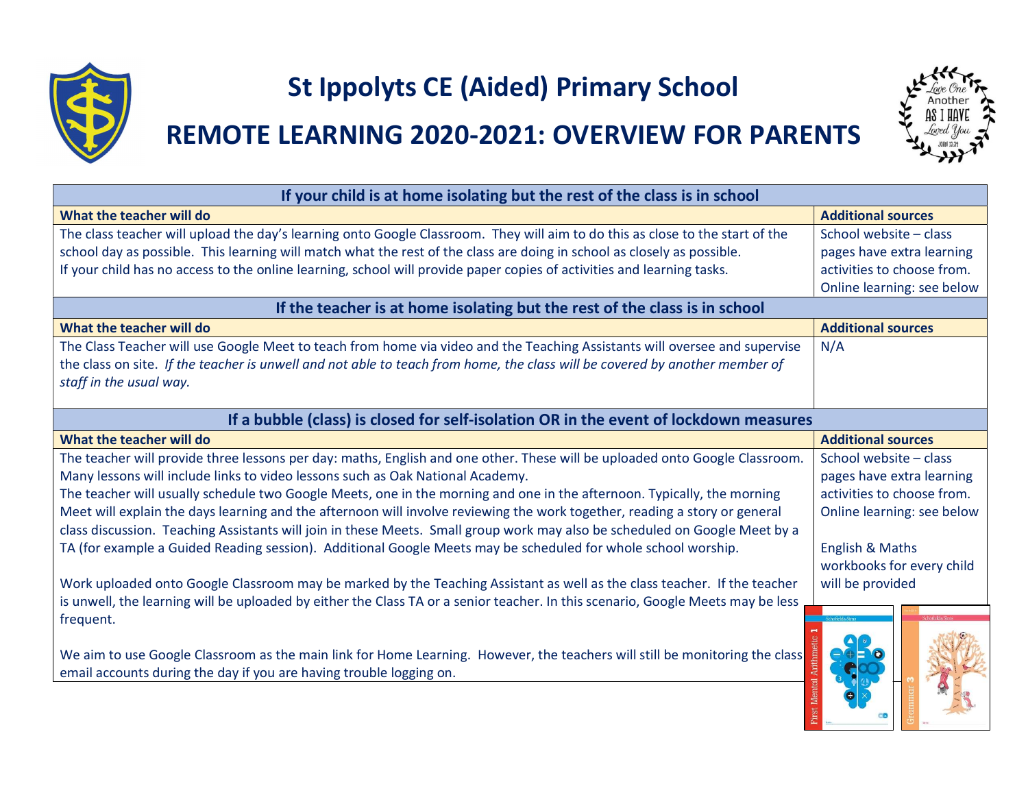# St Ippolyts CE (Aided) Primary School

## REMOTE LEARNING 2020-2021: OVERVIEW FOR PARENTS

| If your child is at home isolating but the rest of the class is in school | |
|---|---|
| **What the teacher will do** | **Additional sources** |
| The class teacher will upload the day's learning onto Google Classroom. They will aim to do this as close to the start of the school day as possible. This learning will match what the rest of the class are doing in school as closely as possible.<br>If your child has no access to the online learning, school will provide paper copies of activities and learning tasks. | School website – class pages have extra learning activities to choose from.<br>Online learning: see below |
| **If the teacher is at home isolating but the rest of the class is in school** | |
| **What the teacher will do** | **Additional sources** |
| The Class Teacher will use Google Meet to teach from home via video and the Teaching Assistants will oversee and supervise the class on site. *If the teacher is unwell and not able to teach from home, the class will be covered by another member of staff in the usual way.* | N/A |
| **If a bubble (class) is closed for self-isolation OR in the event of lockdown measures** | |
| **What the teacher will do** | **Additional sources** |
| The teacher will provide three lessons per day: maths, English and one other. These will be uploaded onto Google Classroom. Many lessons will include links to video lessons such as Oak National Academy.<br>The teacher will usually schedule two Google Meets, one in the morning and one in the afternoon. Typically, the morning Meet will explain the days learning and the afternoon will involve reviewing the work together, reading a story or general class discussion. Teaching Assistants will join in these Meets. Small group work may also be scheduled on Google Meet by a TA (for example a Guided Reading session). Additional Google Meets may be scheduled for whole school worship.<br><br>Work uploaded onto Google Classroom may be marked by the Teaching Assistant as well as the class teacher. If the teacher is unwell, the learning will be uploaded by either the Class TA or a senior teacher. In this scenario, Google Meets may be less frequent.<br><br>We aim to use Google Classroom as the main link for Home Learning. However, the teachers will still be monitoring the class email accounts during the day if you are having trouble logging on. | School website – class pages have extra learning activities to choose from.<br>Online learning: see below<br><br>English & Maths workbooks for every child will be provided |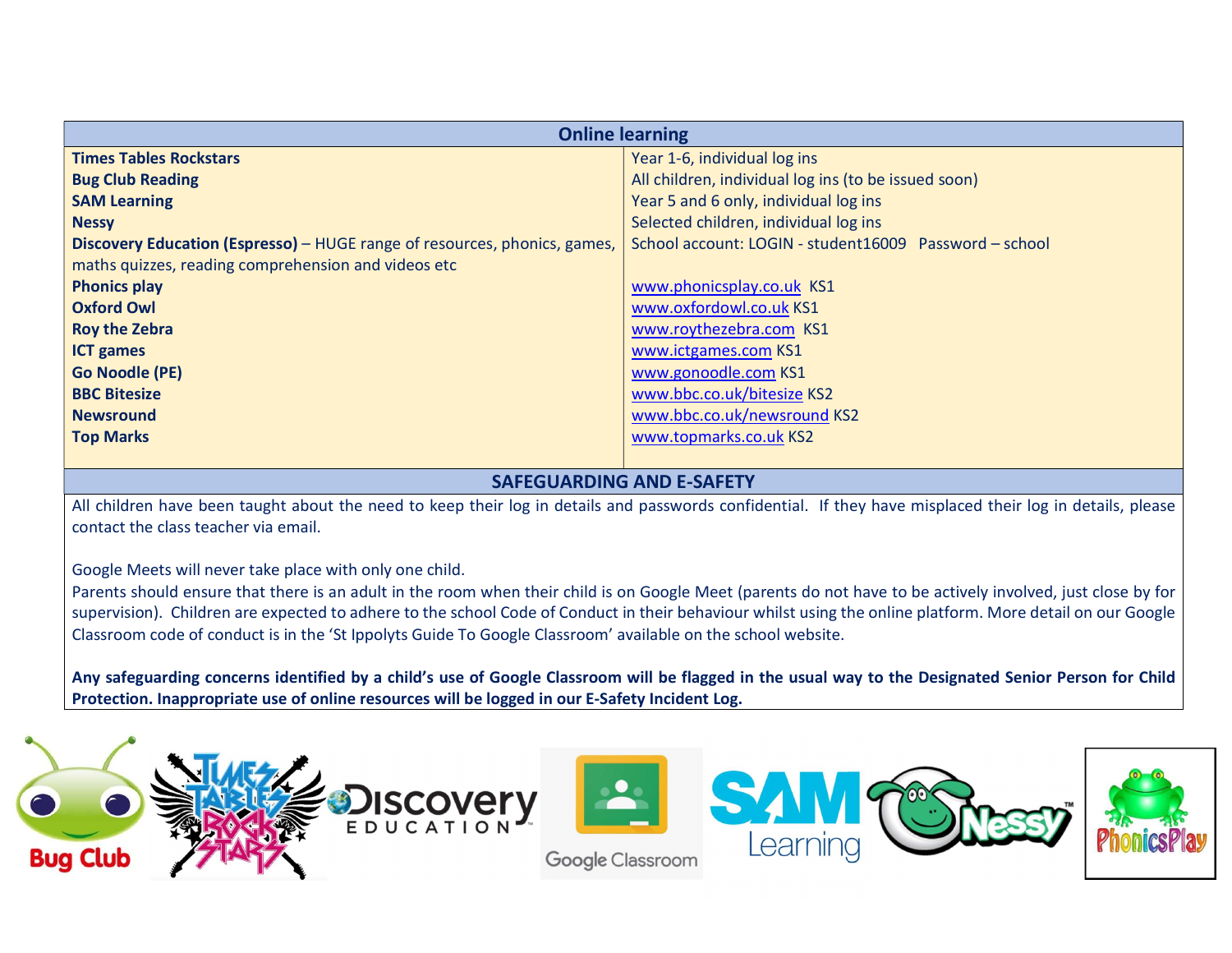| Online learning | |
|---|---|
| **Times Tables Rockstars** | Year 1-6, individual log ins |
| **Bug Club Reading** | All children, individual log ins (to be issued soon) |
| **SAM Learning** | Year 5 and 6 only, individual log ins |
| **Nessy** | Selected children, individual log ins |
| **Discovery Education (Espresso)** – HUGE range of resources, phonics, games, maths quizzes, reading comprehension and videos etc | School account: LOGIN - student16009 Password – school |
| **Phonics play** | www.phonicsplay.co.uk KS1 |
| **Oxford Owl** | www.oxfordowl.co.uk KS1 |
| **Roy the Zebra** | www.roythezebra.com KS1 |
| **ICT games** | www.ictgames.com KS1 |
| **Go Noodle (PE)** | www.gonoodle.com KS1 |
| **BBC Bitesize** | www.bbc.co.uk/bitesize KS2 |
| **Newsround** | www.bbc.co.uk/newsround KS2 |
| **Top Marks** | www.topmarks.co.uk KS2 |

## SAFEGUARDING AND E-SAFETY

All children have been taught about the need to keep their log in details and passwords confidential. If they have misplaced their log in details, please contact the class teacher via email.

Google Meets will never take place with only one child.

Parents should ensure that there is an adult in the room when their child is on Google Meet (parents do not have to be actively involved, just close by for supervision). Children are expected to adhere to the school Code of Conduct in their behaviour whilst using the online platform. More detail on our Google Classroom code of conduct is in the 'St Ippolyts Guide To Google Classroom' available on the school website.

**Any safeguarding concerns identified by a child's use of Google Classroom will be flagged in the usual way to the Designated Senior Person for Child Protection. Inappropriate use of online resources will be logged in our E-Safety Incident Log.**